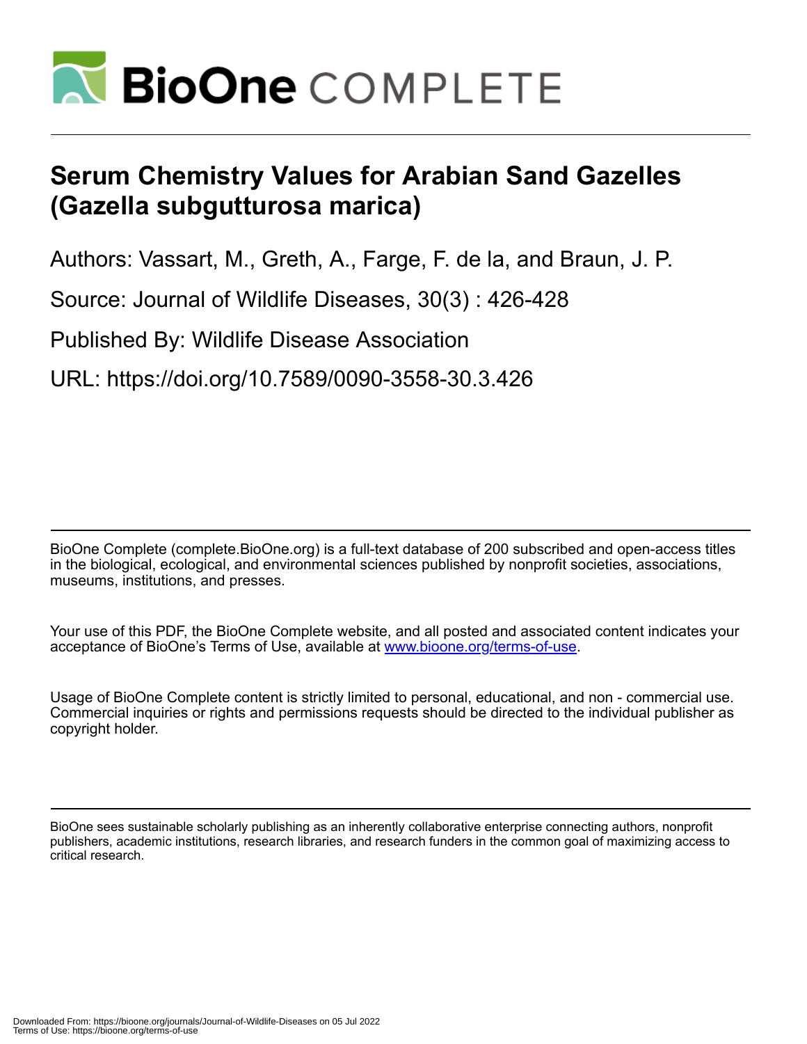# Serum Chemistry Values for Arabian Sand Gazelles (Gazella subgutturosa marica)

Authors: Vassart, M., Greth, A., Farge, F. de la, and Braun, J. P.

Source: Journal of Wildlife Diseases, 30(3) : 426-428

Published By: Wildlife Disease Association

URL: https://doi.org/10.7589/0090-3558-30.3.426

BioOne Complete (complete.BioOne.org) is a full-text database of 200 subscribed and open-access titles in the biological, ecological, and environmental sciences published by nonprofit societies, associations, museums, institutions, and presses.

Your use of this PDF, the BioOne Complete website, and all posted and associated content indicates your acceptance of BioOne's Terms of Use, available at www.bioone.org/terms-of-use.

Usage of BioOne Complete content is strictly limited to personal, educational, and non - commercial use. Commercial inquiries or rights and permissions requests should be directed to the individual publisher as copyright holder.

BioOne sees sustainable scholarly publishing as an inherently collaborative enterprise connecting authors, nonprofit publishers, academic institutions, research libraries, and research funders in the common goal of maximizing access to critical research.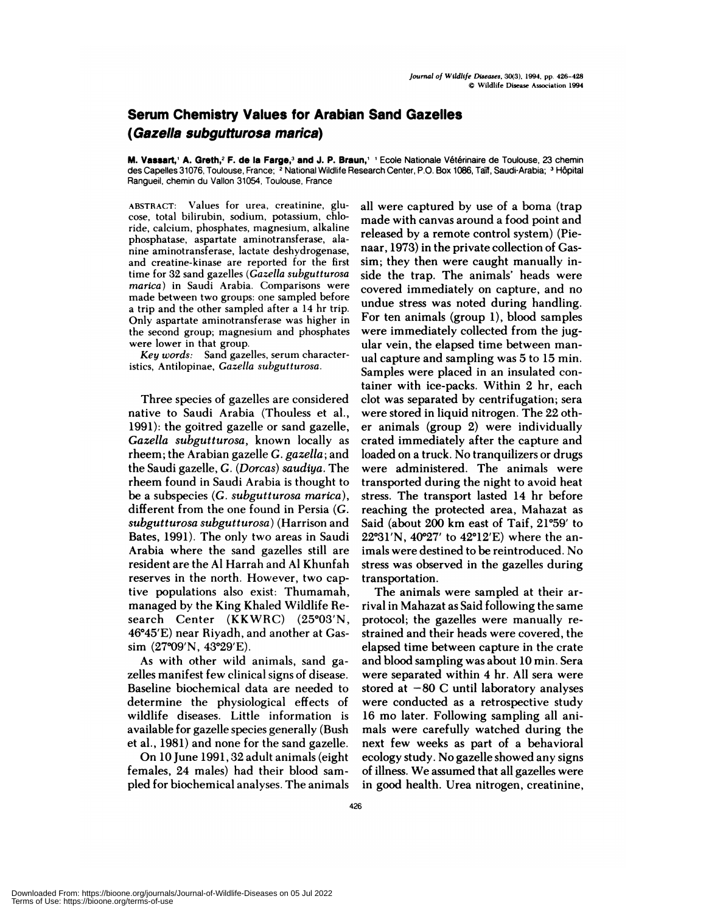# Serum Chemistry Values for Arabian Sand Gazelles (*Gazella subgutturosa marica*)

**M. Vassart,[1] A. Greth,[2] F. de la Farge,[3] and J. P. Braun,[1]** [1] Ecole Nationale Vétérinaire de Toulouse, 23 chemin des Capelles 31076, Toulouse, France; [2] National Wildlife Research Center, P.O. Box 1086, Taïf, Saudi-Arabia; [3] Hôpital Rangueil, chemin du Vallon 31054, Toulouse, France

ABSTRACT: Values for urea, creatinine, glucose, total bilirubin, sodium, potassium, chloride, calcium, phosphates, magnesium, alkaline phosphatase, aspartate aminotransferase, alanine aminotransferase, lactate deshydrogenase, and creatine-kinase are reported for the first time for 32 sand gazelles (*Gazella subgutturosa marica*) in Saudi Arabia. Comparisons were made between two groups: one sampled before a trip and the other sampled after a 14 hr trip. Only aspartate aminotransferase was higher in the second group; magnesium and phosphates were lower in that group.

*Key words:* Sand gazelles, serum characteristics, Antilopinae, *Gazella subgutturosa*.

Three species of gazelles are considered native to Saudi Arabia (Thouless et al., 1991): the goitred gazelle or sand gazelle, *Gazella subgutturosa*, known locally as rheem; the Arabian gazelle *G. gazella*; and the Saudi gazelle, *G.* (*Dorcas*) *saudiya*. The rheem found in Saudi Arabia is thought to be a subspecies (*G. subgutturosa marica*), different from the one found in Persia (*G. subgutturosa subgutturosa*) (Harrison and Bates, 1991). The only two areas in Saudi Arabia where the sand gazelles still are resident are the Al Harrah and Al Khunfah reserves in the north. However, two captive populations also exist: Thumamah, managed by the King Khaled Wildlife Research Center (KKWRC) (25°03′N, 46°45′E) near Riyadh, and another at Gassim (27°09′N, 43°29′E).

As with other wild animals, sand gazelles manifest few clinical signs of disease. Baseline biochemical data are needed to determine the physiological effects of wildlife diseases. Little information is available for gazelle species generally (Bush et al., 1981) and none for the sand gazelle.

On 10 June 1991, 32 adult animals (eight females, 24 males) had their blood sampled for biochemical analyses. The animals all were captured by use of a boma (trap made with canvas around a food point and released by a remote control system) (Pienaar, 1973) in the private collection of Gassim; they then were caught manually inside the trap. The animals' heads were covered immediately on capture, and no undue stress was noted during handling. For ten animals (group 1), blood samples were immediately collected from the jugular vein, the elapsed time between manual capture and sampling was 5 to 15 min. Samples were placed in an insulated container with ice-packs. Within 2 hr, each clot was separated by centrifugation; sera were stored in liquid nitrogen. The 22 other animals (group 2) were individually crated immediately after the capture and loaded on a truck. No tranquilizers or drugs were administered. The animals were transported during the night to avoid heat stress. The transport lasted 14 hr before reaching the protected area, Mahazat as Said (about 200 km east of Taif, 21°59′ to 22°31′N, 40°27′ to 42°12′E) where the animals were destined to be reintroduced. No stress was observed in the gazelles during transportation.

The animals were sampled at their arrival in Mahazat as Said following the same protocol; the gazelles were manually restrained and their heads were covered, the elapsed time between capture in the crate and blood sampling was about 10 min. Sera were separated within 4 hr. All sera were stored at −80 C until laboratory analyses were conducted as a retrospective study 16 mo later. Following sampling all animals were carefully watched during the next few weeks as part of a behavioral ecology study. No gazelle showed any signs of illness. We assumed that all gazelles were in good health. Urea nitrogen, creatinine,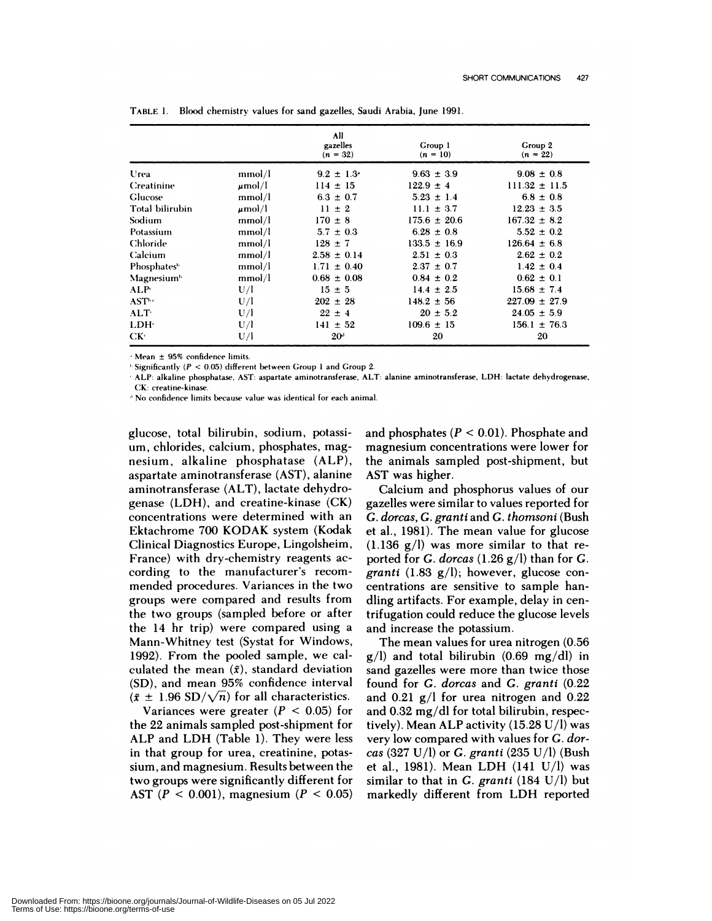TABLE 1. Blood chemistry values for sand gazelles, Saudi Arabia, June 1991.

| | | All gazelles ($n$ = 32) | Group 1 ($n$ = 10) | Group 2 ($n$ = 22) |
|---|---|---|---|---|
| Urea | mmol/l | 9.2 ± 1.3[a] | 9.63 ± 3.9 | 9.08 ± 0.8 |
| Creatinine | μmol/l | 114 ± 15 | 122.9 ± 4 | 111.32 ± 11.5 |
| Glucose | mmol/l | 6.3 ± 0.7 | 5.23 ± 1.4 | 6.8 ± 0.8 |
| Total bilirubin | μmol/l | 11 ± 2 | 11.1 ± 3.7 | 12.23 ± 3.5 |
| Sodium | mmol/l | 170 ± 8 | 175.6 ± 20.6 | 167.32 ± 8.2 |
| Potassium | mmol/l | 5.7 ± 0.3 | 6.28 ± 0.8 | 5.52 ± 0.2 |
| Chloride | mmol/l | 128 ± 7 | 133.5 ± 16.9 | 126.64 ± 6.8 |
| Calcium | mmol/l | 2.58 ± 0.14 | 2.51 ± 0.3 | 2.62 ± 0.2 |
| Phosphates[b] | mmol/l | 1.71 ± 0.40 | 2.37 ± 0.7 | 1.42 ± 0.4 |
| Magnesium[b] | mmol/l | 0.68 ± 0.08 | 0.84 ± 0.2 | 0.62 ± 0.1 |
| ALP[c] | U/l | 15 ± 5 | 14.4 ± 2.5 | 15.68 ± 7.4 |
| AST[b,c] | U/l | 202 ± 28 | 148.2 ± 56 | 227.09 ± 27.9 |
| ALT[c] | U/l | 22 ± 4 | 20 ± 5.2 | 24.05 ± 5.9 |
| LDH[c] | U/l | 141 ± 52 | 109.6 ± 15 | 156.1 ± 76.3 |
| CK[c] | U/l | 20[d] | 20 | 20 |

[a] Mean ± 95% confidence limits.

[b] Significantly ($P < 0.05$) different between Group 1 and Group 2.

[c] ALP: alkaline phosphatase, AST: aspartate aminotransferase, ALT: alanine aminotransferase, LDH: lactate dehydrogenase, CK: creatine-kinase.

[d] No confidence limits because value was identical for each animal.

glucose, total bilirubin, sodium, potassium, chlorides, calcium, phosphates, magnesium, alkaline phosphatase (ALP), aspartate aminotransferase (AST), alanine aminotransferase (ALT), lactate dehydrogenase (LDH), and creatine-kinase (CK) concentrations were determined with an Ektachrome 700 KODAK system (Kodak Clinical Diagnostics Europe, Lingolsheim, France) with dry-chemistry reagents according to the manufacturer's recommended procedures. Variances in the two groups were compared and results from the two groups (sampled before or after the 14 hr trip) were compared using a Mann-Whitney test (Systat for Windows, 1992). From the pooled sample, we calculated the mean ($\bar{x}$), standard deviation (SD), and mean 95% confidence interval ($\bar{x} \pm 1.96\ \mathrm{SD}/\sqrt{n}$) for all characteristics.

Variances were greater ($P < 0.05$) for the 22 animals sampled post-shipment for ALP and LDH (Table 1). They were less in that group for urea, creatinine, potassium, and magnesium. Results between the two groups were significantly different for AST ($P < 0.001$), magnesium ($P < 0.05$) and phosphates ($P < 0.01$). Phosphate and magnesium concentrations were lower for the animals sampled post-shipment, but AST was higher.

Calcium and phosphorus values of our gazelles were similar to values reported for *G. dorcas*, *G. granti* and *G. thomsoni* (Bush et al., 1981). The mean value for glucose (1.136 g/l) was more similar to that reported for *G. dorcas* (1.26 g/l) than for *G. granti* (1.83 g/l); however, glucose concentrations are sensitive to sample handling artifacts. For example, delay in centrifugation could reduce the glucose levels and increase the potassium.

The mean values for urea nitrogen (0.56 g/l) and total bilirubin (0.69 mg/dl) in sand gazelles were more than twice those found for *G. dorcas* and *G. granti* (0.22 and 0.21 g/l for urea nitrogen and 0.22 and 0.32 mg/dl for total bilirubin, respectively). Mean ALP activity (15.28 U/l) was very low compared with values for *G. dorcas* (327 U/l) or *G. granti* (235 U/l) (Bush et al., 1981). Mean LDH (141 U/l) was similar to that in *G. granti* (184 U/l) but markedly different from LDH reported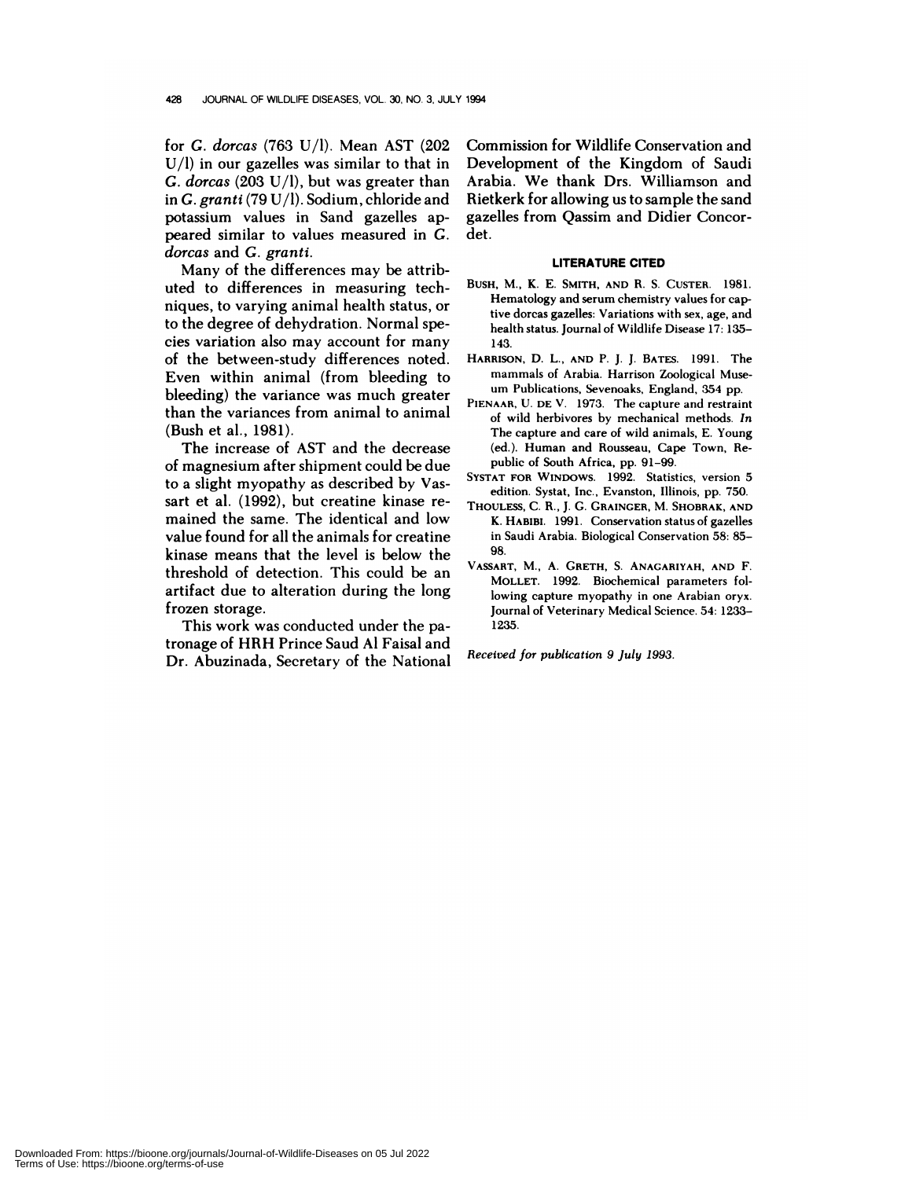for *G. dorcas* (763 U/l). Mean AST (202 U/l) in our gazelles was similar to that in *G. dorcas* (203 U/l), but was greater than in *G. granti* (79 U/l). Sodium, chloride and potassium values in Sand gazelles appeared similar to values measured in *G. dorcas* and *G. granti*.

Many of the differences may be attributed to differences in measuring techniques, to varying animal health status, or to the degree of dehydration. Normal species variation also may account for many of the between-study differences noted. Even within animal (from bleeding to bleeding) the variance was much greater than the variances from animal to animal (Bush et al., 1981).

The increase of AST and the decrease of magnesium after shipment could be due to a slight myopathy as described by Vassart et al. (1992), but creatine kinase remained the same. The identical and low value found for all the animals for creatine kinase means that the level is below the threshold of detection. This could be an artifact due to alteration during the long frozen storage.

This work was conducted under the patronage of HRH Prince Saud Al Faisal and Dr. Abuzinada, Secretary of the National Commission for Wildlife Conservation and Development of the Kingdom of Saudi Arabia. We thank Drs. Williamson and Rietkerk for allowing us to sample the sand gazelles from Qassim and Didier Concordet.

## LITERATURE CITED

BUSH, M., K. E. SMITH, AND R. S. CUSTER. 1981. Hematology and serum chemistry values for captive dorcas gazelles: Variations with sex, age, and health status. Journal of Wildlife Disease 17: 135–143.

HARRISON, D. L., AND P. J. J. BATES. 1991. The mammals of Arabia. Harrison Zoological Museum Publications, Sevenoaks, England, 354 pp.

PIENAAR, U. DE V. 1973. The capture and restraint of wild herbivores by mechanical methods. *In* The capture and care of wild animals, E. Young (ed.). Human and Rousseau, Cape Town, Republic of South Africa, pp. 91–99.

SYSTAT FOR WINDOWS. 1992. Statistics, version 5 edition. Systat, Inc., Evanston, Illinois, pp. 750.

THOULESS, C. R., J. G. GRAINGER, M. SHOBRAK, AND K. HABIBI. 1991. Conservation status of gazelles in Saudi Arabia. Biological Conservation 58: 85–98.

VASSART, M., A. GRETH, S. ANAGARIYAH, AND F. MOLLET. 1992. Biochemical parameters following capture myopathy in one Arabian oryx. Journal of Veterinary Medical Science. 54: 1233–1235.

*Received for publication 9 July 1993.*